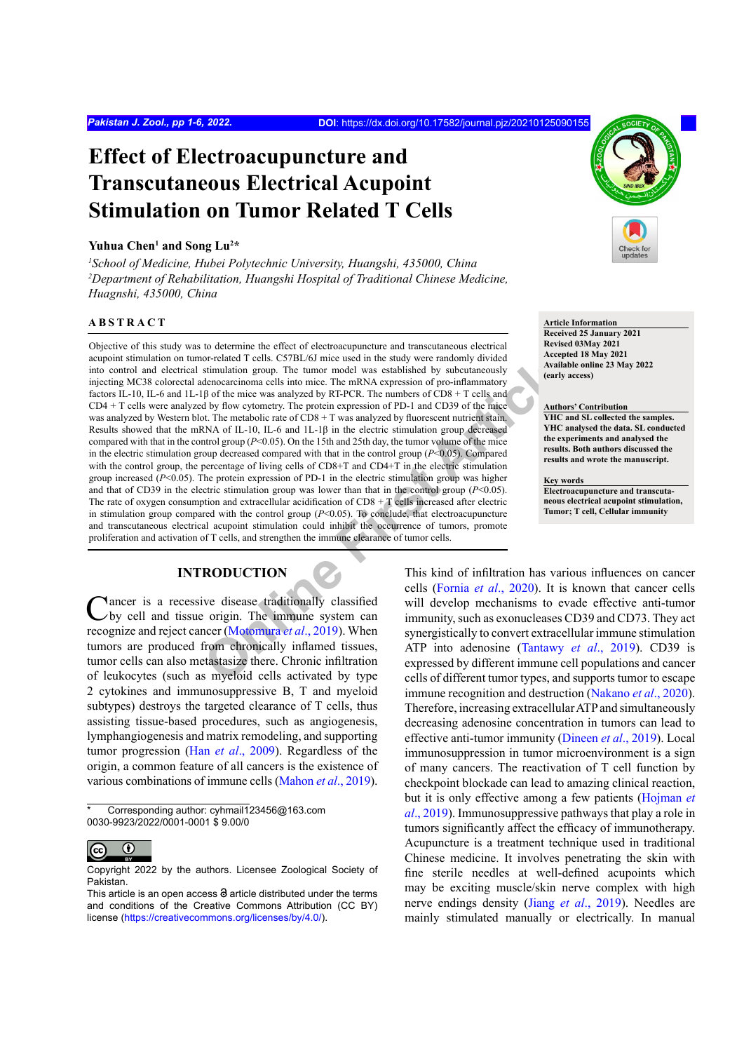# Effect of Electroacupuncture and Transcutaneous Electrical Acupoint Stimulation on Tumor Related T Cells

**Yuhua Chen[1] and Song Lu[2]***

[1]*School of Medicine, Hubei Polytechnic University, Huangshi, 435000, China*
[2]*Department of Rehabilitation, Huangshi Hospital of Traditional Chinese Medicine, Huagnshi, 435000, China*

**Article Information**
**Received 25 January 2021**
**Revised 03May 2021**
**Accepted 18 May 2021**
**Available online 23 May 2022**
**(early access)**

**Authors' Contribution**
**YHC and SL collected the samples. YHC analysed the data. SL conducted the experiments and analysed the results. Both authors discussed the results and wrote the manuscript.**

**Key words**
**Electroacupuncture and transcutaneous electrical acupoint stimulation, Tumor; T cell, Cellular immunity**

## ABSTRACT

Objective of this study was to determine the effect of electroacupuncture and transcutaneous electrical acupoint stimulation on tumor-related T cells. C57BL/6J mice used in the study were randomly divided into control and electrical stimulation group. The tumor model was established by subcutaneously injecting MC38 colorectal adenocarcinoma cells into mice. The mRNA expression of pro-inflammatory factors IL-10, IL-6 and 1L-1β of the mice was analyzed by RT-PCR. The numbers of CD8 + T cells and CD4 + T cells were analyzed by flow cytometry. The protein expression of PD-1 and CD39 of the mice was analyzed by Western blot. The metabolic rate of CD8 + T was analyzed by fluorescent nutrient stain. Results showed that the mRNA of IL-10, IL-6 and 1L-1β in the electric stimulation group decreased compared with that in the control group ($P<0.05$). On the 15th and 25th day, the tumor volume of the mice in the electric stimulation group decreased compared with the control group ($P<0.05$). Compared with the control group, the percentage of living cells of CD8+T and CD4+T in the electric stimulation group increased ($P<0.05$). The protein expression of PD-1 in the electric stimulation group was higher and that of CD39 in the electric stimulation group was lower than that in the control group ($P<0.05$). The rate of oxygen consumption and extracellular acidification of CD8 + T cells increased after electric in stimulation group compared with the control group ($P<0.05$). To conclude, that electroacupuncture and transcutaneous electrical acupoint stimulation could inhibit the occurrence of tumors, promote proliferation and activation of T cells, and strengthen the immune clearance of tumor cells.

## INTRODUCTION

Cancer is a recessive disease traditionally classified by cell and tissue origin. The immune system can recognize and reject cancer (Motomura *et al*., 2019). When tumors are produced from chronically inflamed tissues, tumor cells can also metastasize there. Chronic infiltration of leukocytes (such as myeloid cells activated by type 2 cytokines and immunosuppressive B, T and myeloid subtypes) destroys the targeted clearance of T cells, thus assisting tissue-based procedures, such as angiogenesis, lymphangiogenesis and matrix remodeling, and supporting tumor progression (Han *et al*., 2009). Regardless of the origin, a common feature of all cancers is the existence of various combinations of immune cells (Mahon *et al*., 2019).

This kind of infiltration has various influences on cancer cells (Fornia *et al*., 2020). It is known that cancer cells will develop mechanisms to evade effective anti-tumor immunity, such as exonucleases CD39 and CD73. They act synergistically to convert extracellular immune stimulation ATP into adenosine (Tantawy *et al*., 2019). CD39 is expressed by different immune cell populations and cancer cells of different tumor types, and supports tumor to escape immune recognition and destruction (Nakano *et al*., 2020). Therefore, increasing extracellular ATP and simultaneously decreasing adenosine concentration in tumors can lead to effective anti-tumor immunity (Dineen *et al*., 2019). Local immunosuppression in tumor microenvironment is a sign of many cancers. The reactivation of T cell function by checkpoint blockade can lead to amazing clinical reaction, but it is only effective among a few patients (Hojman *et al*., 2019). Immunosuppressive pathways that play a role in tumors significantly affect the efficacy of immunotherapy. Acupuncture is a treatment technique used in traditional Chinese medicine. It involves penetrating the skin with fine sterile needles at well-defined acupoints which may be exciting muscle/skin nerve complex with high nerve endings density (Jiang *et al*., 2019). Needles are mainly stimulated manually or electrically. In manual

\* Corresponding author: cyhmail123456@163.com
0030-9923/2022/0001-0001 $ 9.00/0

Copyright 2022 by the authors. Licensee Zoological Society of Pakistan.
This article is an open access article distributed under the terms and conditions of the Creative Commons Attribution (CC BY) license (https://creativecommons.org/licenses/by/4.0/).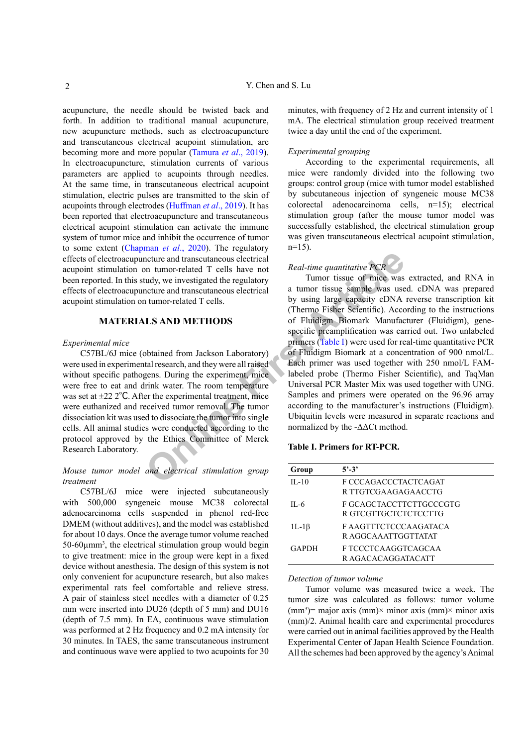acupuncture, the needle should be twisted back and forth. In addition to traditional manual acupuncture, new acupuncture methods, such as electroacupuncture and transcutaneous electrical acupoint stimulation, are becoming more and more popular (Tamura *et al*., 2019). In electroacupuncture, stimulation currents of various parameters are applied to acupoints through needles. At the same time, in transcutaneous electrical acupoint stimulation, electric pulses are transmitted to the skin of acupoints through electrodes (Huffman *et al*., 2019). It has been reported that electroacupuncture and transcutaneous electrical acupoint stimulation can activate the immune system of tumor mice and inhibit the occurrence of tumor to some extent (Chapman *et al*., 2020). The regulatory effects of electroacupuncture and transcutaneous electrical acupoint stimulation on tumor-related T cells have not been reported. In this study, we investigated the regulatory effects of electroacupuncture and transcutaneous electrical acupoint stimulation on tumor-related T cells.

## MATERIALS AND METHODS

*Experimental mice*

C57BL/6J mice (obtained from Jackson Laboratory) were used in experimental research, and they were all raised without specific pathogens. During the experiment, mice were free to eat and drink water. The room temperature was set at ±22 2℃. After the experimental treatment, mice were euthanized and received tumor removal. The tumor dissociation kit was used to dissociate the tumor into single cells. All animal studies were conducted according to the protocol approved by the Ethics Committee of Merck Research Laboratory.

*Mouse tumor model and electrical stimulation group treatment*

C57BL/6J mice were injected subcutaneously with 500,000 syngeneic mouse MC38 colorectal adenocarcinoma cells suspended in phenol red-free DMEM (without additives), and the model was established for about 10 days. Once the average tumor volume reached 50-60μmm$^3$, the electrical stimulation group would begin to give treatment: mice in the group were kept in a fixed device without anesthesia. The design of this system is not only convenient for acupuncture research, but also makes experimental rats feel comfortable and relieve stress. A pair of stainless steel needles with a diameter of 0.25 mm were inserted into DU26 (depth of 5 mm) and DU16 (depth of 7.5 mm). In EA, continuous wave stimulation was performed at 2 Hz frequency and 0.2 mA intensity for 30 minutes. In TAES, the same transcutaneous instrument and continuous wave were applied to two acupoints for 30 minutes, with frequency of 2 Hz and current intensity of 1 mA. The electrical stimulation group received treatment twice a day until the end of the experiment.

*Experimental grouping*

According to the experimental requirements, all mice were randomly divided into the following two groups: control group (mice with tumor model established by subcutaneous injection of syngeneic mouse MC38 colorectal adenocarcinoma cells, n=15); electrical stimulation group (after the mouse tumor model was successfully established, the electrical stimulation group was given transcutaneous electrical acupoint stimulation, n=15).

*Real-time quantitative PCR*

Tumor tissue of mice was extracted, and RNA in a tumor tissue sample was used. cDNA was prepared by using large capacity cDNA reverse transcription kit (Thermo Fisher Scientific). According to the instructions of Fluidigm Biomark Manufacturer (Fluidigm), gene-specific preamplification was carried out. Two unlabeled primers (Table I) were used for real-time quantitative PCR of Fluidigm Biomark at a concentration of 900 nmol/L. Each primer was used together with 250 nmol/L FAM-labeled probe (Thermo Fisher Scientific), and TaqMan Universal PCR Master Mix was used together with UNG. Samples and primers were operated on the 96.96 array according to the manufacturer's instructions (Fluidigm). Ubiquitin levels were measured in separate reactions and normalized by the -ΔΔCt method.

**Table I. Primers for RT-PCR.**

| Group | 5'-3' |
|---|---|
| IL-10 | F CCCAGACCCTACTCAGAT<br>R TTGTCGAAGAGAACCTG |
| IL-6 | F GCAGCTACCTTCTTGCCCGTG<br>R GTCGTTGCTCTCTCCTTG |
| 1L-1β | F AAGTTTCTCCCAAGATACA<br>R AGGCAAATTGGTTATAT |
| GAPDH | F TCCCTCAAGGTCAGCAA<br>R AGACACAGGATACATT |

*Detection of tumor volume*

Tumor volume was measured twice a week. The tumor size was calculated as follows: tumor volume (mm$^3$)= major axis (mm)× minor axis (mm)× minor axis (mm)/2. Animal health care and experimental procedures were carried out in animal facilities approved by the Health Experimental Center of Japan Health Science Foundation. All the schemes had been approved by the agency's Animal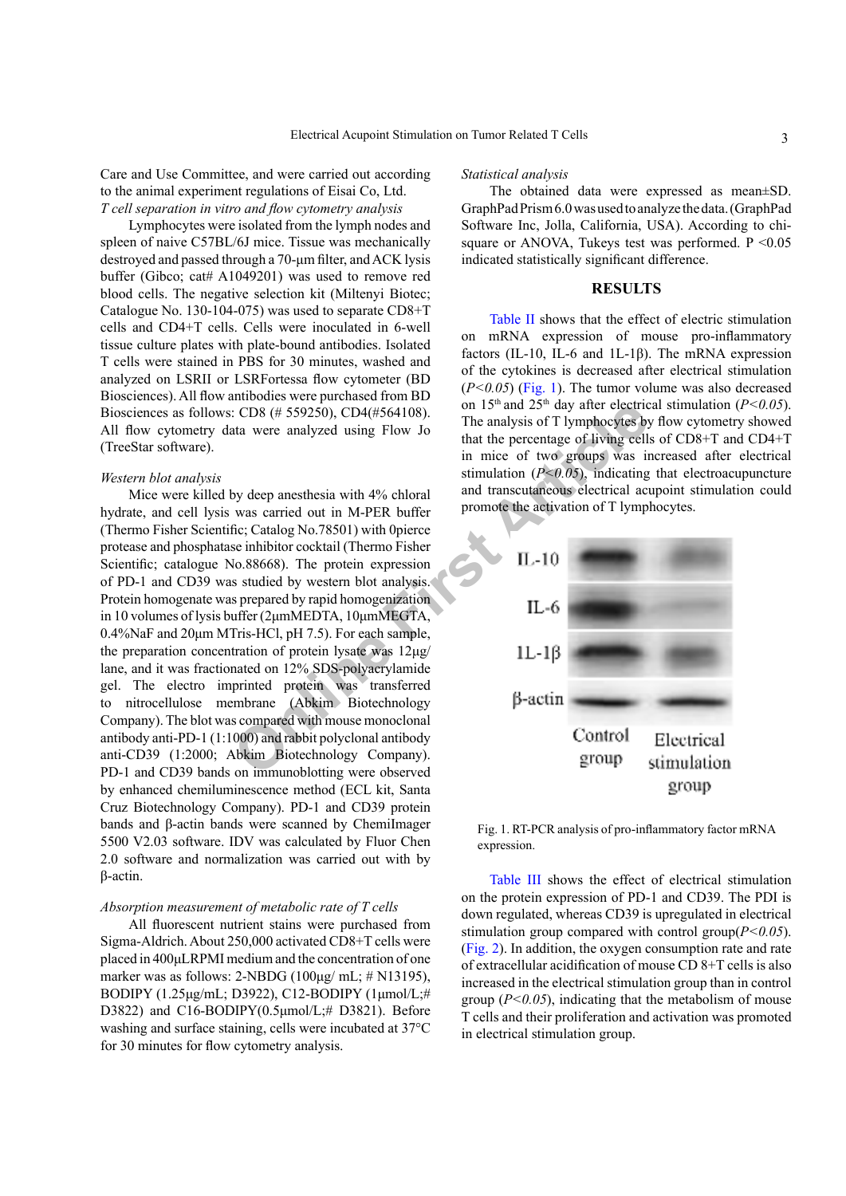Care and Use Committee, and were carried out according to the animal experiment regulations of Eisai Co, Ltd.

*T cell separation in vitro and flow cytometry analysis*

Lymphocytes were isolated from the lymph nodes and spleen of naive C57BL/6J mice. Tissue was mechanically destroyed and passed through a 70-μm filter, and ACK lysis buffer (Gibco; cat# A1049201) was used to remove red blood cells. The negative selection kit (Miltenyi Biotec; Catalogue No. 130-104-075) was used to separate CD8+T cells and CD4+T cells. Cells were inoculated in 6-well tissue culture plates with plate-bound antibodies. Isolated T cells were stained in PBS for 30 minutes, washed and analyzed on LSRII or LSRFortessa flow cytometer (BD Biosciences). All flow antibodies were purchased from BD Biosciences as follows: CD8 (# 559250), CD4(#564108). All flow cytometry data were analyzed using Flow Jo (TreeStar software).

*Western blot analysis*

Mice were killed by deep anesthesia with 4% chloral hydrate, and cell lysis was carried out in M-PER buffer (Thermo Fisher Scientific; Catalog No.78501) with 0pierce protease and phosphatase inhibitor cocktail (Thermo Fisher Scientific; catalogue No.88668). The protein expression of PD-1 and CD39 was studied by western blot analysis. Protein homogenate was prepared by rapid homogenization in 10 volumes of lysis buffer (2μmMEDTA, 10μmMEGTA, 0.4%NaF and 20μm MTris-HCl, pH 7.5). For each sample, the preparation concentration of protein lysate was 12μg/lane, and it was fractionated on 12% SDS-polyacrylamide gel. The electro imprinted protein was transferred to nitrocellulose membrane (Abkim Biotechnology Company). The blot was compared with mouse monoclonal antibody anti-PD-1 (1:1000) and rabbit polyclonal antibody anti-CD39 (1:2000; Abkim Biotechnology Company). PD-1 and CD39 bands on immunoblotting were observed by enhanced chemiluminescence method (ECL kit, Santa Cruz Biotechnology Company). PD-1 and CD39 protein bands and β-actin bands were scanned by ChemiImager 5500 V2.03 software. IDV was calculated by Fluor Chen 2.0 software and normalization was carried out with by β-actin.

*Absorption measurement of metabolic rate of T cells*

All fluorescent nutrient stains were purchased from Sigma-Aldrich. About 250,000 activated CD8+T cells were placed in 400μLRPMI medium and the concentration of one marker was as follows: 2-NBDG (100μg/ mL; # N13195), BODIPY (1.25μg/mL; D3922), C12-BODIPY (1μmol/L;# D3822) and C16-BODIPY(0.5μmol/L;# D3821). Before washing and surface staining, cells were incubated at 37°C for 30 minutes for flow cytometry analysis.

*Statistical analysis*

The obtained data were expressed as mean±SD. GraphPad Prism 6.0 was used to analyze the data. (GraphPad Software Inc, Jolla, California, USA). According to chi-square or ANOVA, Tukeys test was performed. P <0.05 indicated statistically significant difference.

## RESULTS

Table II shows that the effect of electric stimulation on mRNA expression of mouse pro-inflammatory factors (IL-10, IL-6 and 1L-1β). The mRNA expression of the cytokines is decreased after electrical stimulation ($P<0.05$) (Fig. 1). The tumor volume was also decreased on 15[th] and 25[th] day after electrical stimulation ($P<0.05$). The analysis of T lymphocytes by flow cytometry showed that the percentage of living cells of CD8+T and CD4+T in mice of two groups was increased after electrical stimulation ($P<0.05$), indicating that electroacupuncture and transcutaneous electrical acupoint stimulation could promote the activation of T lymphocytes.

Fig. 1. RT-PCR analysis of pro-inflammatory factor mRNA expression.

Table III shows the effect of electrical stimulation on the protein expression of PD-1 and CD39. The PDI is down regulated, whereas CD39 is upregulated in electrical stimulation group compared with control group($P<0.05$). (Fig. 2). In addition, the oxygen consumption rate and rate of extracellular acidification of mouse CD 8+T cells is also increased in the electrical stimulation group than in control group ($P<0.05$), indicating that the metabolism of mouse T cells and their proliferation and activation was promoted in electrical stimulation group.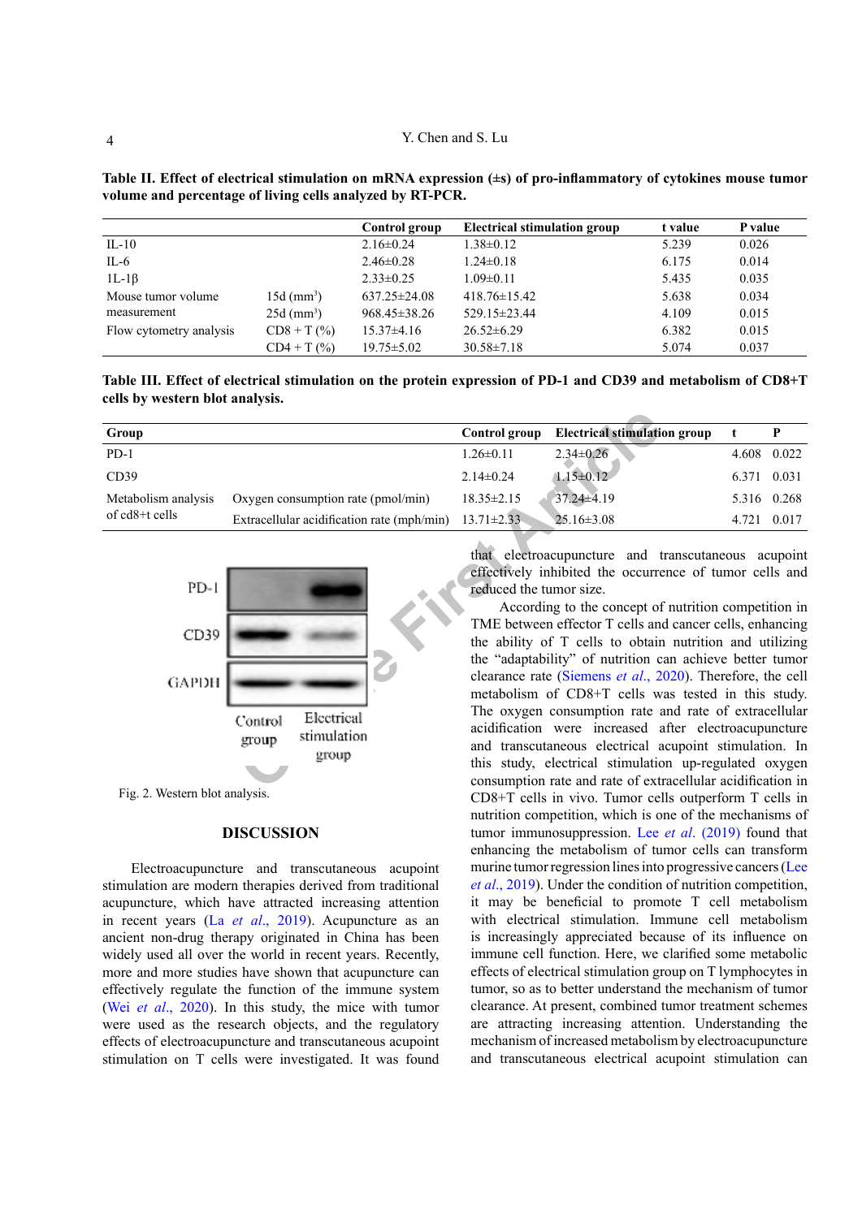**Table II. Effect of electrical stimulation on mRNA expression (±s) of pro-inflammatory of cytokines mouse tumor volume and percentage of living cells analyzed by RT-PCR.**

| | | Control group | Electrical stimulation group | t value | P value |
|---|---|---|---|---|---|
| IL-10 | | 2.16±0.24 | 1.38±0.12 | 5.239 | 0.026 |
| IL-6 | | 2.46±0.28 | 1.24±0.18 | 6.175 | 0.014 |
| 1L-1β | | 2.33±0.25 | 1.09±0.11 | 5.435 | 0.035 |
| Mouse tumor volume measurement | 15d ($mm^3$) | 637.25±24.08 | 418.76±15.42 | 5.638 | 0.034 |
| | 25d ($mm^3$) | 968.45±38.26 | 529.15±23.44 | 4.109 | 0.015 |
| Flow cytometry analysis | CD8 + T (%) | 15.37±4.16 | 26.52±6.29 | 6.382 | 0.015 |
| | CD4 + T (%) | 19.75±5.02 | 30.58±7.18 | 5.074 | 0.037 |

**Table III. Effect of electrical stimulation on the protein expression of PD-1 and CD39 and metabolism of CD8+T cells by western blot analysis.**

| Group | | Control group | Electrical stimulation group | t | P |
|---|---|---|---|---|---|
| PD-1 | | 1.26±0.11 | 2.34±0.26 | 4.608 | 0.022 |
| CD39 | | 2.14±0.24 | 1.15±0.12 | 6.371 | 0.031 |
| Metabolism analysis of cd8+t cells | Oxygen consumption rate (pmol/min) | 18.35±2.15 | 37.24±4.19 | 5.316 | 0.268 |
| | Extracellular acidification rate (mph/min) | 13.71±2.33 | 25.16±3.08 | 4.721 | 0.017 |

Fig. 2. Western blot analysis.

## DISCUSSION

Electroacupuncture and transcutaneous acupoint stimulation are modern therapies derived from traditional acupuncture, which have attracted increasing attention in recent years (La *et al*., 2019). Acupuncture as an ancient non-drug therapy originated in China has been widely used all over the world in recent years. Recently, more and more studies have shown that acupuncture can effectively regulate the function of the immune system (Wei *et al*., 2020). In this study, the mice with tumor were used as the research objects, and the regulatory effects of electroacupuncture and transcutaneous acupoint stimulation on T cells were investigated. It was found that electroacupuncture and transcuteneous acupoint effectively inhibited the occurrence of tumor cells and reduced the tumor size.

According to the concept of nutrition competition in TME between effector T cells and cancer cells, enhancing the ability of T cells to obtain nutrition and utilizing the "adaptability" of nutrition can achieve better tumor clearance rate (Siemens *et al*., 2020). Therefore, the cell metabolism of CD8+T cells was tested in this study. The oxygen consumption rate and rate of extracellular acidification were increased after electroacupuncture and transcutaneous electrical acupoint stimulation. In this study, electrical stimulation up-regulated oxygen consumption rate and rate of extracellular acidification in CD8+T cells in vivo. Tumor cells outperform T cells in nutrition competition, which is one of the mechanisms of tumor immunosuppression. Lee *et al*. (2019) found that enhancing the metabolism of tumor cells can transform murine tumor regression lines into progressive cancers (Lee *et al*., 2019). Under the condition of nutrition competition, it may be beneficial to promote T cell metabolism with electrical stimulation. Immune cell metabolism is increasingly appreciated because of its influence on immune cell function. Here, we clarified some metabolic effects of electrical stimulation group on T lymphocytes in tumor, so as to better understand the mechanism of tumor clearance. At present, combined tumor treatment schemes are attracting increasing attention. Understanding the mechanism of increased metabolism by electroacupuncture and transcutaneous electrical acupoint stimulation can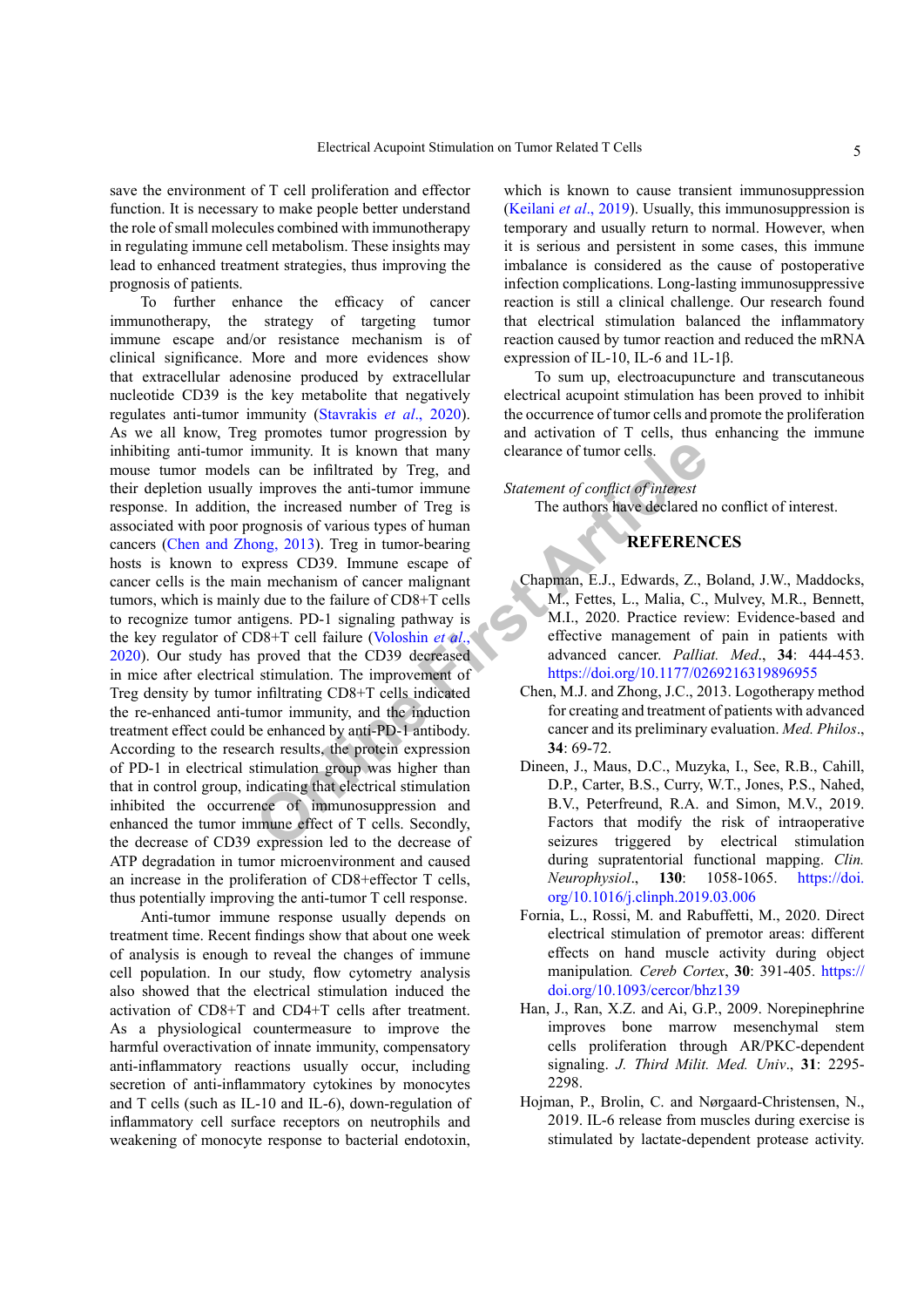save the environment of T cell proliferation and effector function. It is necessary to make people better understand the role of small molecules combined with immunotherapy in regulating immune cell metabolism. These insights may lead to enhanced treatment strategies, thus improving the prognosis of patients.

To further enhance the efficacy of cancer immunotherapy, the strategy of targeting tumor immune escape and/or resistance mechanism is of clinical significance. More and more evidences show that extracellular adenosine produced by extracellular nucleotide CD39 is the key metabolite that negatively regulates anti-tumor immunity (Stavrakis *et al*., 2020). As we all know, Treg promotes tumor progression by inhibiting anti-tumor immunity. It is known that many mouse tumor models can be infiltrated by Treg, and their depletion usually improves the anti-tumor immune response. In addition, the increased number of Treg is associated with poor prognosis of various types of human cancers (Chen and Zhong, 2013). Treg in tumor-bearing hosts is known to express CD39. Immune escape of cancer cells is the main mechanism of cancer malignant tumors, which is mainly due to the failure of CD8+T cells to recognize tumor antigens. PD-1 signaling pathway is the key regulator of CD8+T cell failure (Voloshin *et al*., 2020). Our study has proved that the CD39 decreased in mice after electrical stimulation. The improvement of Treg density by tumor infiltrating CD8+T cells indicated the re-enhanced anti-tumor immunity, and the induction treatment effect could be enhanced by anti-PD-1 antibody. According to the research results, the protein expression of PD-1 in electrical stimulation group was higher than that in control group, indicating that electrical stimulation inhibited the occurrence of immunosuppression and enhanced the tumor immune effect of T cells. Secondly, the decrease of CD39 expression led to the decrease of ATP degradation in tumor microenvironment and caused an increase in the proliferation of CD8+effector T cells, thus potentially improving the anti-tumor T cell response.

Anti-tumor immune response usually depends on treatment time. Recent findings show that about one week of analysis is enough to reveal the changes of immune cell population. In our study, flow cytometry analysis also showed that the electrical stimulation induced the activation of CD8+T and CD4+T cells after treatment. As a physiological countermeasure to improve the harmful overactivation of innate immunity, compensatory anti-inflammatory reactions usually occur, including secretion of anti-inflammatory cytokines by monocytes and T cells (such as IL-10 and IL-6), down-regulation of inflammatory cell surface receptors on neutrophils and weakening of monocyte response to bacterial endotoxin, which is known to cause transient immunosuppression (Keilani *et al*., 2019). Usually, this immunosuppression is temporary and usually return to normal. However, when it is serious and persistent in some cases, this immune imbalance is considered as the cause of postoperative infection complications. Long-lasting immunosuppressive reaction is still a clinical challenge. Our research found that electrical stimulation balanced the inflammatory reaction caused by tumor reaction and reduced the mRNA expression of IL-10, IL-6 and 1L-1β.

To sum up, electroacupuncture and transcutaneous electrical acupoint stimulation has been proved to inhibit the occurrence of tumor cells and promote the proliferation and activation of T cells, thus enhancing the immune clearance of tumor cells.

*Statement of conflict of interest*

The authors have declared no conflict of interest.

## REFERENCES

Chapman, E.J., Edwards, Z., Boland, J.W., Maddocks, M., Fettes, L., Malia, C., Mulvey, M.R., Bennett, M.I., 2020. Practice review: Evidence-based and effective management of pain in patients with advanced cancer. *Palliat. Med*., **34**: 444-453. https://doi.org/10.1177/0269216319896955

Chen, M.J. and Zhong, J.C., 2013. Logotherapy method for creating and treatment of patients with advanced cancer and its preliminary evaluation. *Med. Philos*., **34**: 69-72.

Dineen, J., Maus, D.C., Muzyka, I., See, R.B., Cahill, D.P., Carter, B.S., Curry, W.T., Jones, P.S., Nahed, B.V., Peterfreund, R.A. and Simon, M.V., 2019. Factors that modify the risk of intraoperative seizures triggered by electrical stimulation during supratentorial functional mapping. *Clin. Neurophysiol*., **130**: 1058-1065. https://doi.org/10.1016/j.clinph.2019.03.006

Fornia, L., Rossi, M. and Rabuffetti, M., 2020. Direct electrical stimulation of premotor areas: different effects on hand muscle activity during object manipulation. *Cereb Cortex*, **30**: 391-405. https://doi.org/10.1093/cercor/bhz139

Han, J., Ran, X.Z. and Ai, G.P., 2009. Norepinephrine improves bone marrow mesenchymal stem cells proliferation through AR/PKC-dependent signaling. *J. Third Milit. Med. Univ*., **31**: 2295-2298.

Hojman, P., Brolin, C. and Nørgaard-Christensen, N., 2019. IL-6 release from muscles during exercise is stimulated by lactate-dependent protease activity.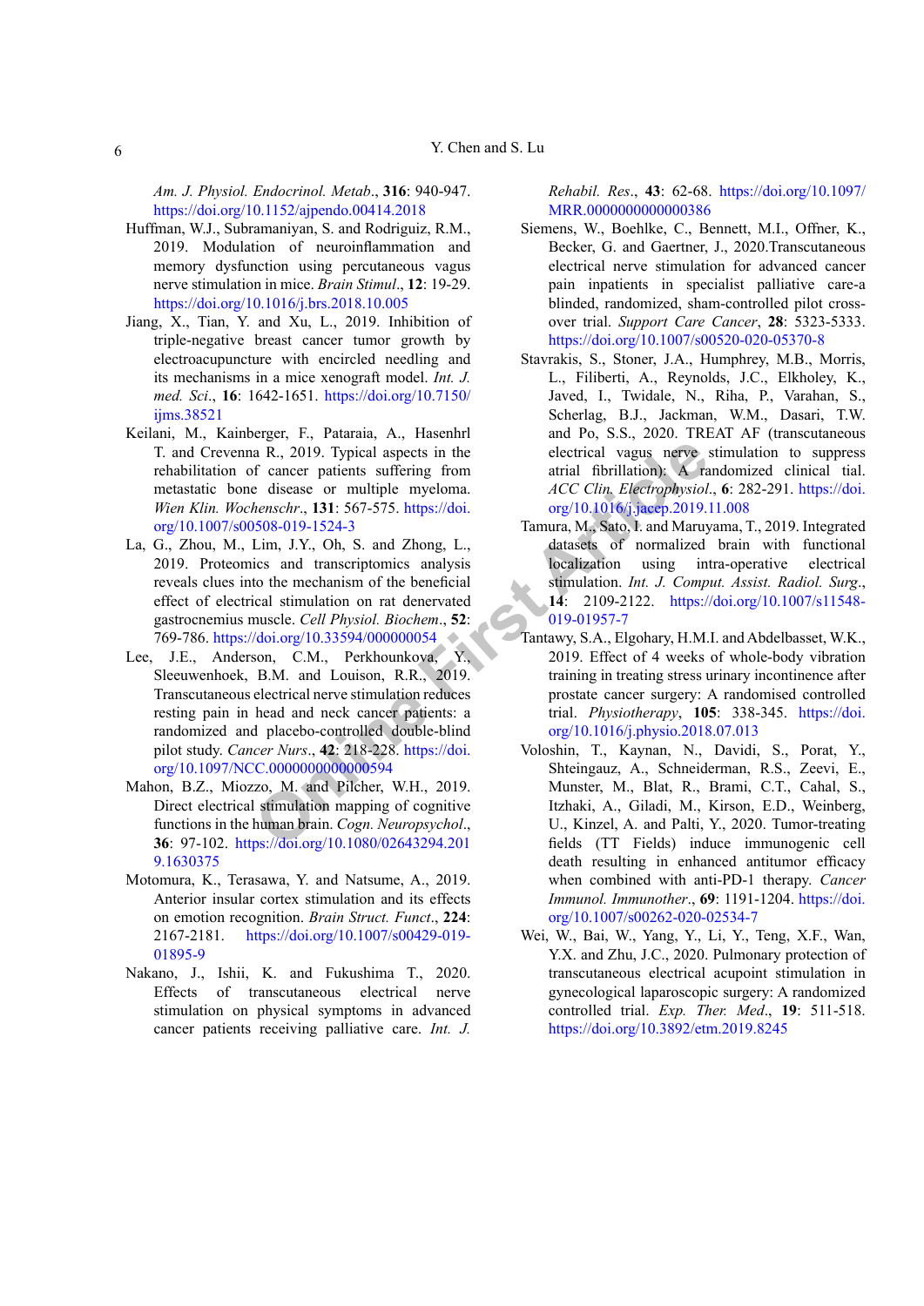*Am. J. Physiol. Endocrinol. Metab*., **316**: 940-947. https://doi.org/10.1152/ajpendo.00414.2018

Huffman, W.J., Subramaniyan, S. and Rodriguiz, R.M., 2019. Modulation of neuroinflammation and memory dysfunction using percutaneous vagus nerve stimulation in mice. *Brain Stimul*., **12**: 19-29. https://doi.org/10.1016/j.brs.2018.10.005

Jiang, X., Tian, Y. and Xu, L., 2019. Inhibition of triple-negative breast cancer tumor growth by electroacupuncture with encircled needling and its mechanisms in a mice xenograft model. *Int. J. med. Sci*., **16**: 1642-1651. https://doi.org/10.7150/ijms.38521

Keilani, M., Kainberger, F., Pataraia, A., Hasenhrl T. and Crevenna R., 2019. Typical aspects in the rehabilitation of cancer patients suffering from metastatic bone disease or multiple myeloma. *Wien Klin. Wochenschr*., **131**: 567-575. https://doi.org/10.1007/s00508-019-1524-3

La, G., Zhou, M., Lim, J.Y., Oh, S. and Zhong, L., 2019. Proteomics and transcriptomics analysis reveals clues into the mechanism of the beneficial effect of electrical stimulation on rat denervated gastrocnemius muscle. *Cell Physiol. Biochem*., **52**: 769-786. https://doi.org/10.33594/000000054

Lee, J.E., Anderson, C.M., Perkhounkova, Y., Sleeuwenhoek, B.M. and Louison, R.R., 2019. Transcutaneous electrical nerve stimulation reduces resting pain in head and neck cancer patients: a randomized and placebo-controlled double-blind pilot study. *Cancer Nurs*., **42**: 218-228. https://doi.org/10.1097/NCC.0000000000000594

Mahon, B.Z., Miozzo, M. and Pilcher, W.H., 2019. Direct electrical stimulation mapping of cognitive functions in the human brain. *Cogn. Neuropsychol*., **36**: 97-102. https://doi.org/10.1080/02643294.2019.1630375

Motomura, K., Terasawa, Y. and Natsume, A., 2019. Anterior insular cortex stimulation and its effects on emotion recognition. *Brain Struct. Funct*., **224**: 2167-2181. https://doi.org/10.1007/s00429-019-01895-9

Nakano, J., Ishii, K. and Fukushima T., 2020. Effects of transcutaneous electrical nerve stimulation on physical symptoms in advanced cancer patients receiving palliative care. *Int. J. Rehabil. Res*., **43**: 62-68. https://doi.org/10.1097/MRR.0000000000000386

Siemens, W., Boehlke, C., Bennett, M.I., Offner, K., Becker, G. and Gaertner, J., 2020.Transcutaneous electrical nerve stimulation for advanced cancer pain inpatients in specialist palliative care-a blinded, randomized, sham-controlled pilot cross-over trial. *Support Care Cancer*, **28**: 5323-5333. https://doi.org/10.1007/s00520-020-05370-8

Stavrakis, S., Stoner, J.A., Humphrey, M.B., Morris, L., Filiberti, A., Reynolds, J.C., Elkholey, K., Javed, I., Twidale, N., Riha, P., Varahan, S., Scherlag, B.J., Jackman, W.M., Dasari, T.W. and Po, S.S., 2020. TREAT AF (transcutaneous electrical vagus nerve stimulation to suppress atrial fibrillation): A randomized clinical tial. *ACC Clin. Electrophysiol*., **6**: 282-291. https://doi.org/10.1016/j.jacep.2019.11.008

Tamura, M., Sato, I. and Maruyama, T., 2019. Integrated datasets of normalized brain with functional localization using intra-operative electrical stimulation. *Int. J. Comput. Assist. Radiol. Surg*., **14**: 2109-2122. https://doi.org/10.1007/s11548-019-01957-7

Tantawy, S.A., Elgohary, H.M.I. and Abdelbasset, W.K., 2019. Effect of 4 weeks of whole-body vibration training in treating stress urinary incontinence after prostate cancer surgery: A randomised controlled trial. *Physiotherapy*, **105**: 338-345. https://doi.org/10.1016/j.physio.2018.07.013

Voloshin, T., Kaynan, N., Davidi, S., Porat, Y., Shteingauz, A., Schneiderman, R.S., Zeevi, E., Munster, M., Blat, R., Brami, C.T., Cahal, S., Itzhaki, A., Giladi, M., Kirson, E.D., Weinberg, U., Kinzel, A. and Palti, Y., 2020. Tumor-treating fields (TT Fields) induce immunogenic cell death resulting in enhanced antitumor efficacy when combined with anti-PD-1 therapy. *Cancer Immunol. Immunother*., **69**: 1191-1204. https://doi.org/10.1007/s00262-020-02534-7

Wei, W., Bai, W., Yang, Y., Li, Y., Teng, X.F., Wan, Y.X. and Zhu, J.C., 2020. Pulmonary protection of transcutaneous electrical acupoint stimulation in gynecological laparoscopic surgery: A randomized controlled trial. *Exp. Ther. Med*., **19**: 511-518. https://doi.org/10.3892/etm.2019.8245